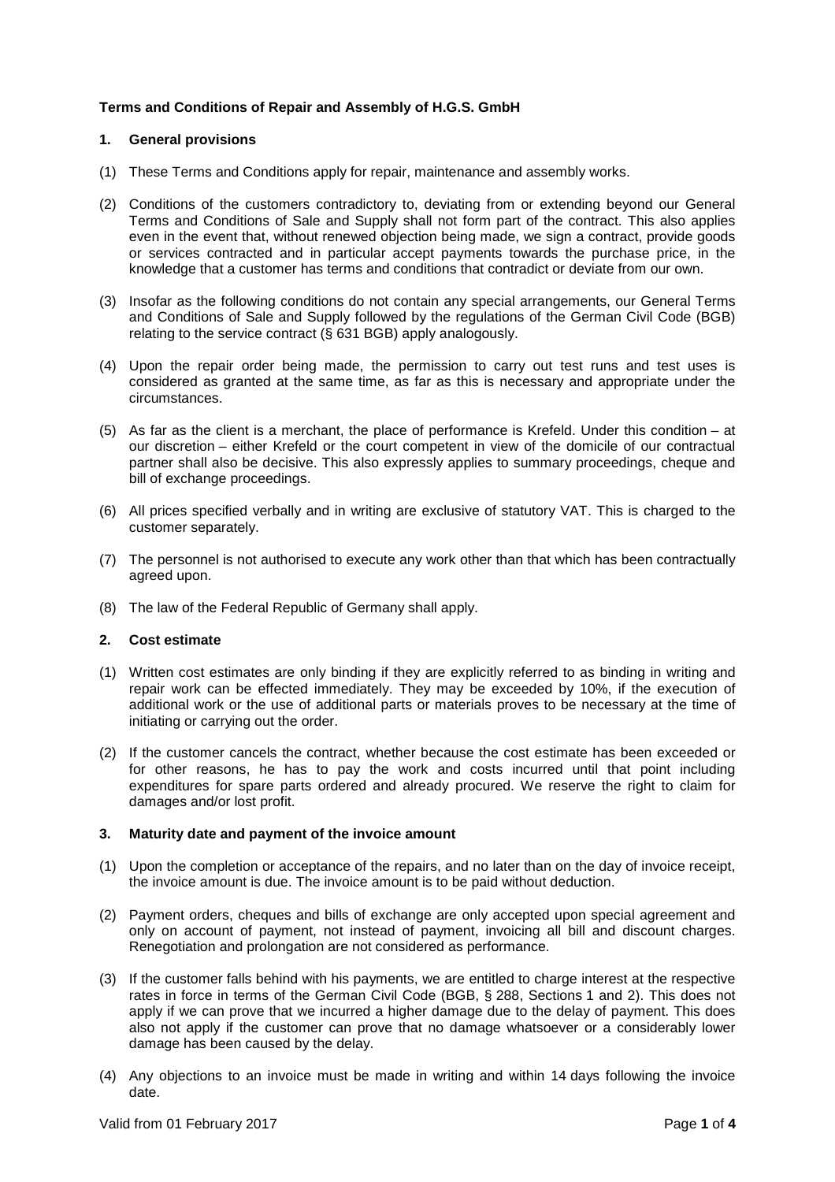**Terms and Conditions of Repair and Assembly of H.G.S. GmbH**

## 1. General provisions

(1) These Terms and Conditions apply for repair, maintenance and assembly works.

(2) Conditions of the customers contradictory to, deviating from or extending beyond our General Terms and Conditions of Sale and Supply shall not form part of the contract. This also applies even in the event that, without renewed objection being made, we sign a contract, provide goods or services contracted and in particular accept payments towards the purchase price, in the knowledge that a customer has terms and conditions that contradict or deviate from our own.

(3) Insofar as the following conditions do not contain any special arrangements, our General Terms and Conditions of Sale and Supply followed by the regulations of the German Civil Code (BGB) relating to the service contract (§ 631 BGB) apply analogously.

(4) Upon the repair order being made, the permission to carry out test runs and test uses is considered as granted at the same time, as far as this is necessary and appropriate under the circumstances.

(5) As far as the client is a merchant, the place of performance is Krefeld. Under this condition – at our discretion – either Krefeld or the court competent in view of the domicile of our contractual partner shall also be decisive. This also expressly applies to summary proceedings, cheque and bill of exchange proceedings.

(6) All prices specified verbally and in writing are exclusive of statutory VAT. This is charged to the customer separately.

(7) The personnel is not authorised to execute any work other than that which has been contractually agreed upon.

(8) The law of the Federal Republic of Germany shall apply.

## 2. Cost estimate

(1) Written cost estimates are only binding if they are explicitly referred to as binding in writing and repair work can be effected immediately. They may be exceeded by 10%, if the execution of additional work or the use of additional parts or materials proves to be necessary at the time of initiating or carrying out the order.

(2) If the customer cancels the contract, whether because the cost estimate has been exceeded or for other reasons, he has to pay the work and costs incurred until that point including expenditures for spare parts ordered and already procured. We reserve the right to claim for damages and/or lost profit.

## 3. Maturity date and payment of the invoice amount

(1) Upon the completion or acceptance of the repairs, and no later than on the day of invoice receipt, the invoice amount is due. The invoice amount is to be paid without deduction.

(2) Payment orders, cheques and bills of exchange are only accepted upon special agreement and only on account of payment, not instead of payment, invoicing all bill and discount charges. Renegotiation and prolongation are not considered as performance.

(3) If the customer falls behind with his payments, we are entitled to charge interest at the respective rates in force in terms of the German Civil Code (BGB, § 288, Sections 1 and 2). This does not apply if we can prove that we incurred a higher damage due to the delay of payment. This does also not apply if the customer can prove that no damage whatsoever or a considerably lower damage has been caused by the delay.

(4) Any objections to an invoice must be made in writing and within 14 days following the invoice date.

Valid from 01 February 2017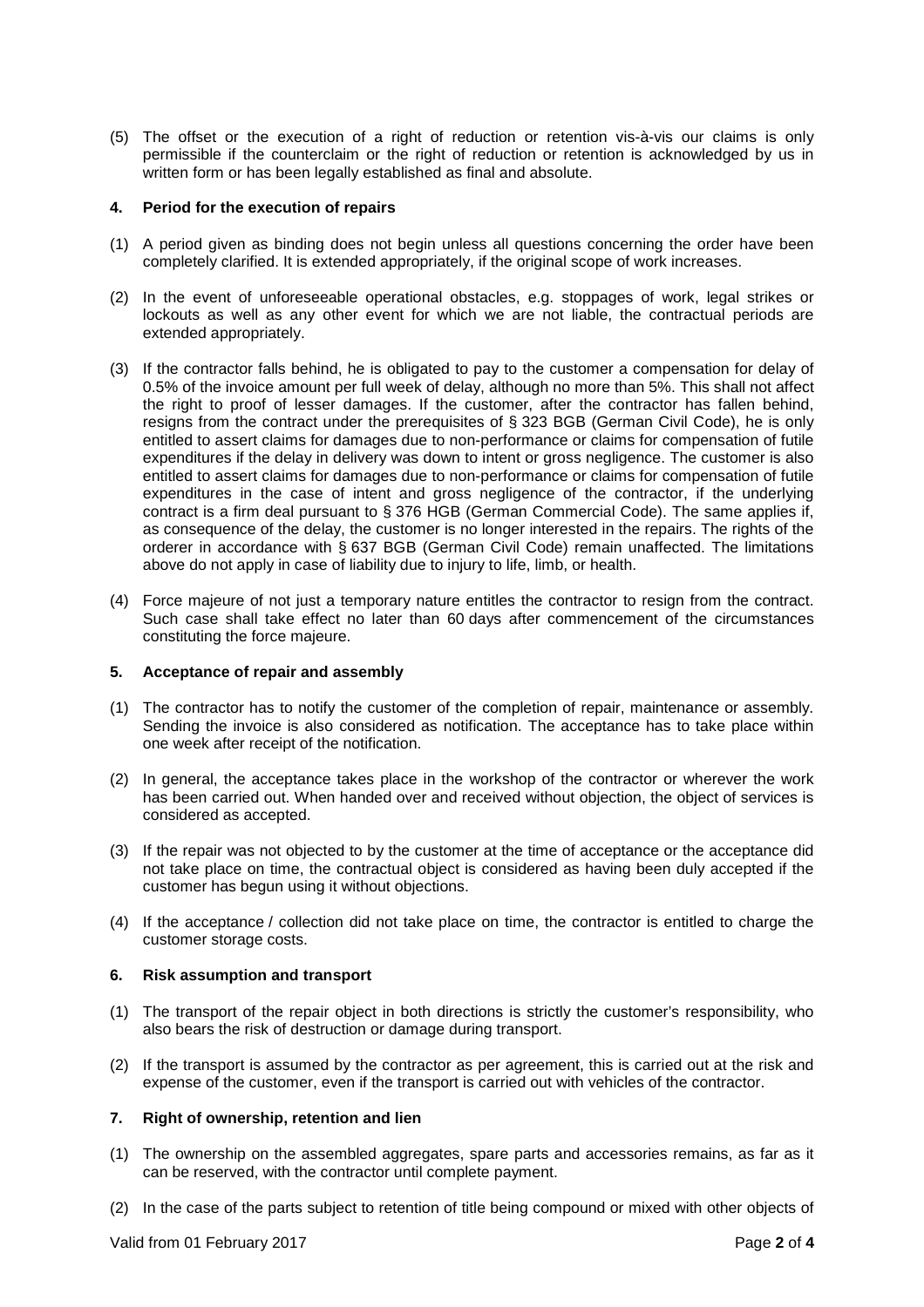(5) The offset or the execution of a right of reduction or retention vis-à-vis our claims is only permissible if the counterclaim or the right of reduction or retention is acknowledged by us in written form or has been legally established as final and absolute.

### 4. Period for the execution of repairs

(1) A period given as binding does not begin unless all questions concerning the order have been completely clarified. It is extended appropriately, if the original scope of work increases.

(2) In the event of unforeseeable operational obstacles, e.g. stoppages of work, legal strikes or lockouts as well as any other event for which we are not liable, the contractual periods are extended appropriately.

(3) If the contractor falls behind, he is obligated to pay to the customer a compensation for delay of 0.5% of the invoice amount per full week of delay, although no more than 5%. This shall not affect the right to proof of lesser damages. If the customer, after the contractor has fallen behind, resigns from the contract under the prerequisites of § 323 BGB (German Civil Code), he is only entitled to assert claims for damages due to non-performance or claims for compensation of futile expenditures if the delay in delivery was down to intent or gross negligence. The customer is also entitled to assert claims for damages due to non-performance or claims for compensation of futile expenditures in the case of intent and gross negligence of the contractor, if the underlying contract is a firm deal pursuant to § 376 HGB (German Commercial Code). The same applies if, as consequence of the delay, the customer is no longer interested in the repairs. The rights of the orderer in accordance with § 637 BGB (German Civil Code) remain unaffected. The limitations above do not apply in case of liability due to injury to life, limb, or health.

(4) Force majeure of not just a temporary nature entitles the contractor to resign from the contract. Such case shall take effect no later than 60 days after commencement of the circumstances constituting the force majeure.

### 5. Acceptance of repair and assembly

(1) The contractor has to notify the customer of the completion of repair, maintenance or assembly. Sending the invoice is also considered as notification. The acceptance has to take place within one week after receipt of the notification.

(2) In general, the acceptance takes place in the workshop of the contractor or wherever the work has been carried out. When handed over and received without objection, the object of services is considered as accepted.

(3) If the repair was not objected to by the customer at the time of acceptance or the acceptance did not take place on time, the contractual object is considered as having been duly accepted if the customer has begun using it without objections.

(4) If the acceptance / collection did not take place on time, the contractor is entitled to charge the customer storage costs.

### 6. Risk assumption and transport

(1) The transport of the repair object in both directions is strictly the customer's responsibility, who also bears the risk of destruction or damage during transport.

(2) If the transport is assumed by the contractor as per agreement, this is carried out at the risk and expense of the customer, even if the transport is carried out with vehicles of the contractor.

### 7. Right of ownership, retention and lien

(1) The ownership on the assembled aggregates, spare parts and accessories remains, as far as it can be reserved, with the contractor until complete payment.

(2) In the case of the parts subject to retention of title being compound or mixed with other objects of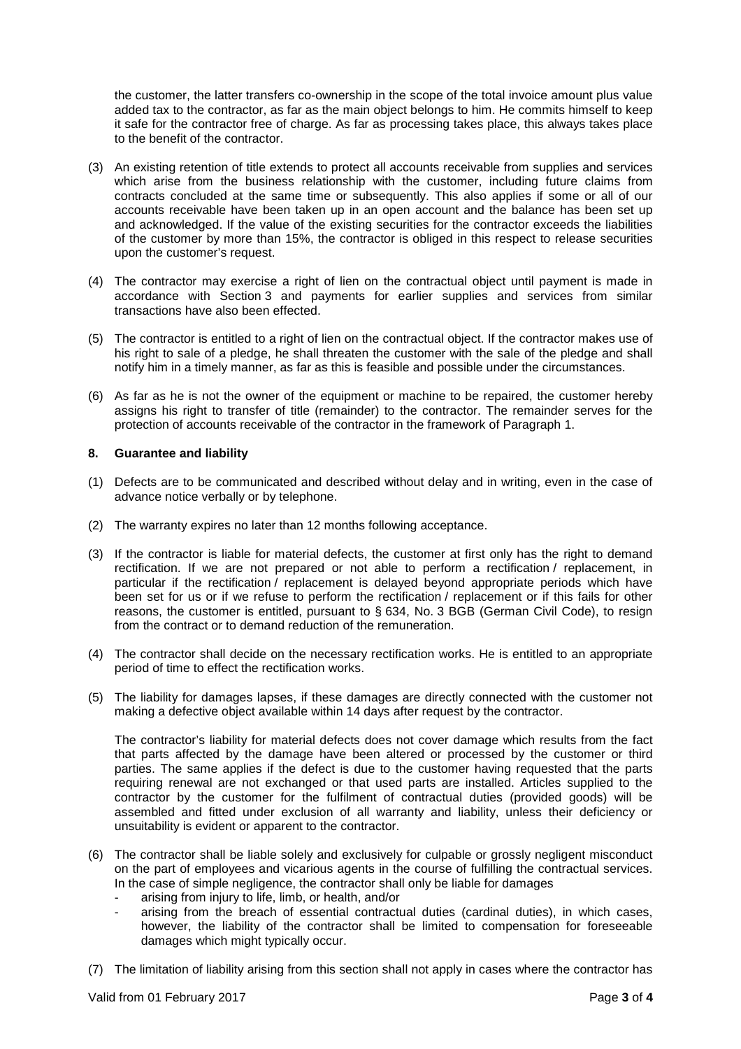the customer, the latter transfers co-ownership in the scope of the total invoice amount plus value added tax to the contractor, as far as the main object belongs to him. He commits himself to keep it safe for the contractor free of charge. As far as processing takes place, this always takes place to the benefit of the contractor.

(3) An existing retention of title extends to protect all accounts receivable from supplies and services which arise from the business relationship with the customer, including future claims from contracts concluded at the same time or subsequently. This also applies if some or all of our accounts receivable have been taken up in an open account and the balance has been set up and acknowledged. If the value of the existing securities for the contractor exceeds the liabilities of the customer by more than 15%, the contractor is obliged in this respect to release securities upon the customer's request.

(4) The contractor may exercise a right of lien on the contractual object until payment is made in accordance with Section 3 and payments for earlier supplies and services from similar transactions have also been effected.

(5) The contractor is entitled to a right of lien on the contractual object. If the contractor makes use of his right to sale of a pledge, he shall threaten the customer with the sale of the pledge and shall notify him in a timely manner, as far as this is feasible and possible under the circumstances.

(6) As far as he is not the owner of the equipment or machine to be repaired, the customer hereby assigns his right to transfer of title (remainder) to the contractor. The remainder serves for the protection of accounts receivable of the contractor in the framework of Paragraph 1.

## 8. Guarantee and liability

(1) Defects are to be communicated and described without delay and in writing, even in the case of advance notice verbally or by telephone.

(2) The warranty expires no later than 12 months following acceptance.

(3) If the contractor is liable for material defects, the customer at first only has the right to demand rectification. If we are not prepared or not able to perform a rectification / replacement, in particular if the rectification / replacement is delayed beyond appropriate periods which have been set for us or if we refuse to perform the rectification / replacement or if this fails for other reasons, the customer is entitled, pursuant to § 634, No. 3 BGB (German Civil Code), to resign from the contract or to demand reduction of the remuneration.

(4) The contractor shall decide on the necessary rectification works. He is entitled to an appropriate period of time to effect the rectification works.

(5) The liability for damages lapses, if these damages are directly connected with the customer not making a defective object available within 14 days after request by the contractor.

The contractor's liability for material defects does not cover damage which results from the fact that parts affected by the damage have been altered or processed by the customer or third parties. The same applies if the defect is due to the customer having requested that the parts requiring renewal are not exchanged or that used parts are installed. Articles supplied to the contractor by the customer for the fulfilment of contractual duties (provided goods) will be assembled and fitted under exclusion of all warranty and liability, unless their deficiency or unsuitability is evident or apparent to the contractor.

(6) The contractor shall be liable solely and exclusively for culpable or grossly negligent misconduct on the part of employees and vicarious agents in the course of fulfilling the contractual services. In the case of simple negligence, the contractor shall only be liable for damages
   - arising from injury to life, limb, or health, and/or
   - arising from the breach of essential contractual duties (cardinal duties), in which cases, however, the liability of the contractor shall be limited to compensation for foreseeable damages which might typically occur.

(7) The limitation of liability arising from this section shall not apply in cases where the contractor has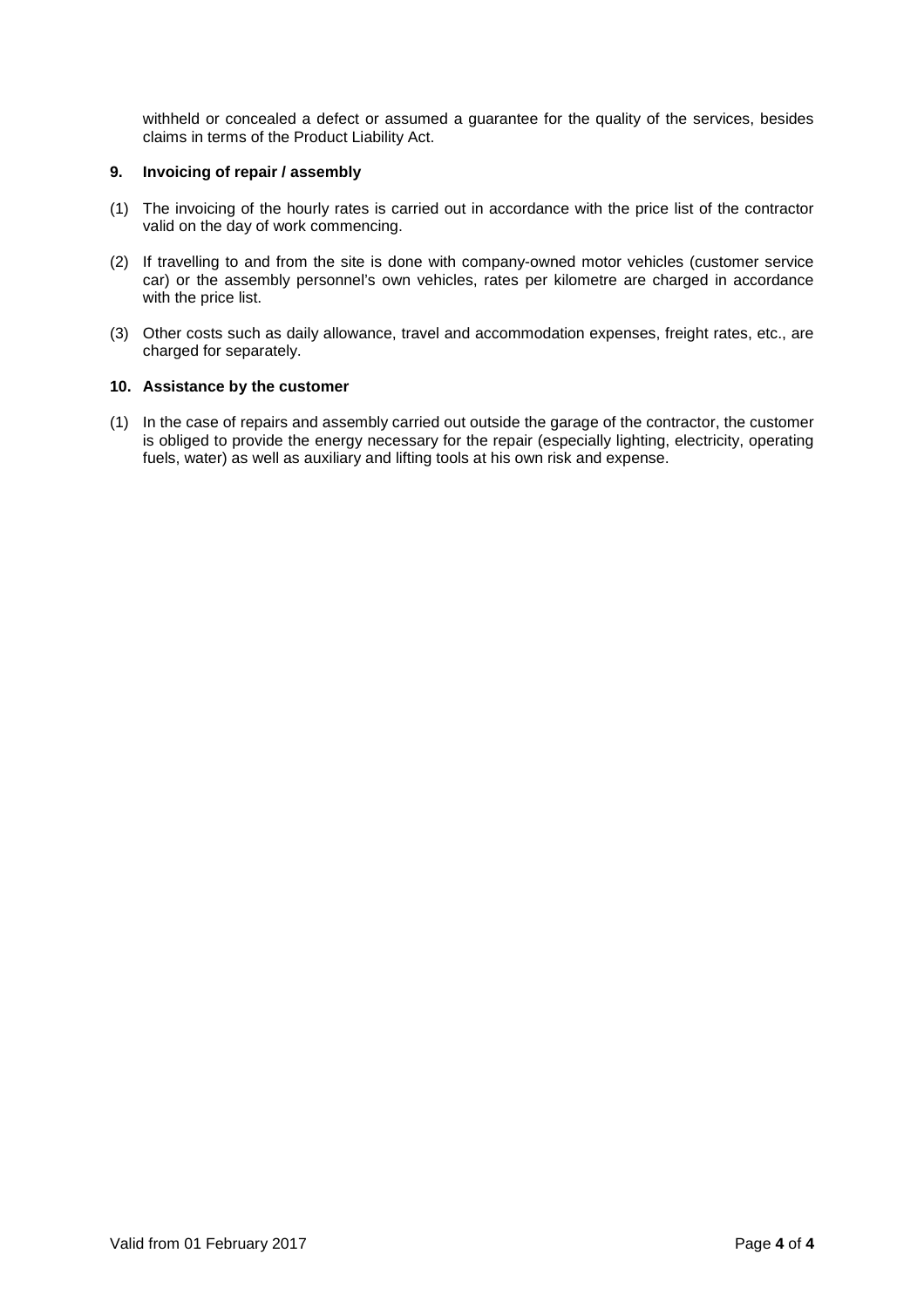withheld or concealed a defect or assumed a guarantee for the quality of the services, besides claims in terms of the Product Liability Act.

## 9. Invoicing of repair / assembly

(1) The invoicing of the hourly rates is carried out in accordance with the price list of the contractor valid on the day of work commencing.

(2) If travelling to and from the site is done with company-owned motor vehicles (customer service car) or the assembly personnel's own vehicles, rates per kilometre are charged in accordance with the price list.

(3) Other costs such as daily allowance, travel and accommodation expenses, freight rates, etc., are charged for separately.

## 10. Assistance by the customer

(1) In the case of repairs and assembly carried out outside the garage of the contractor, the customer is obliged to provide the energy necessary for the repair (especially lighting, electricity, operating fuels, water) as well as auxiliary and lifting tools at his own risk and expense.

Valid from 01 February 2017